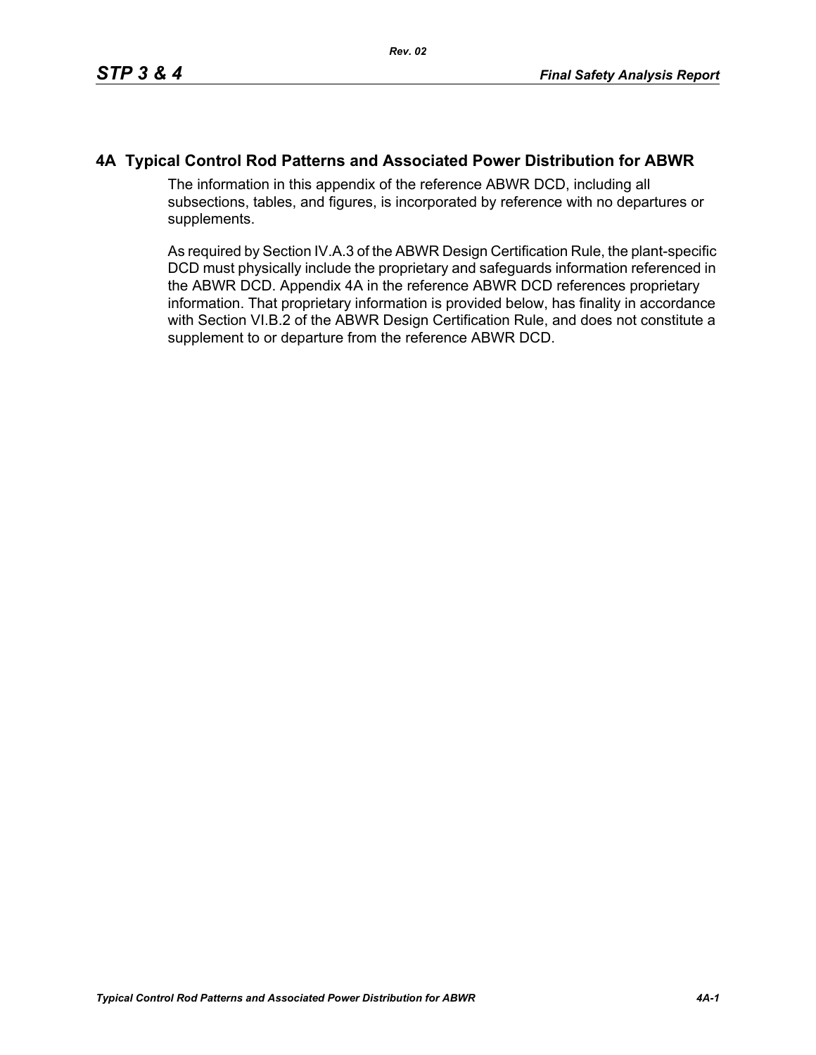# 4A Typical Control Rod Patterns and Associated Power Distribution for ABWR

The information in this appendix of the reference ABWR DCD, including all subsections, tables, and figures, is incorporated by reference with no departures or supplements.

As required by Section IV.A.3 of the ABWR Design Certification Rule, the plant-specific DCD must physically include the proprietary and safeguards information referenced in the ABWR DCD. Appendix 4A in the reference ABWR DCD references proprietary information. That proprietary information is provided below, has finality in accordance with Section VI.B.2 of the ABWR Design Certification Rule, and does not constitute a supplement to or departure from the reference ABWR DCD.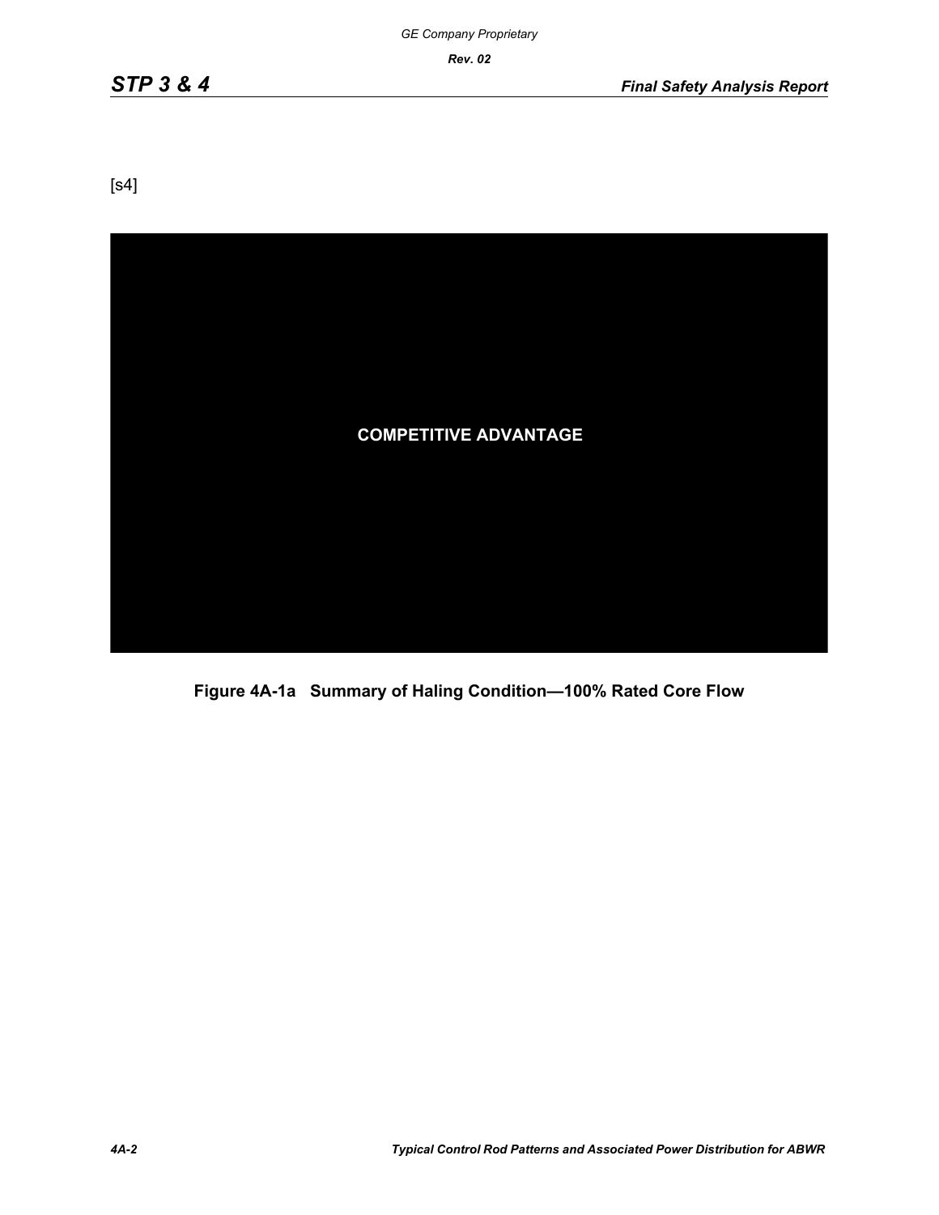[s4]

COMPETITIVE ADVANTAGE

**Figure 4A-1a Summary of Haling Condition—100% Rated Core Flow**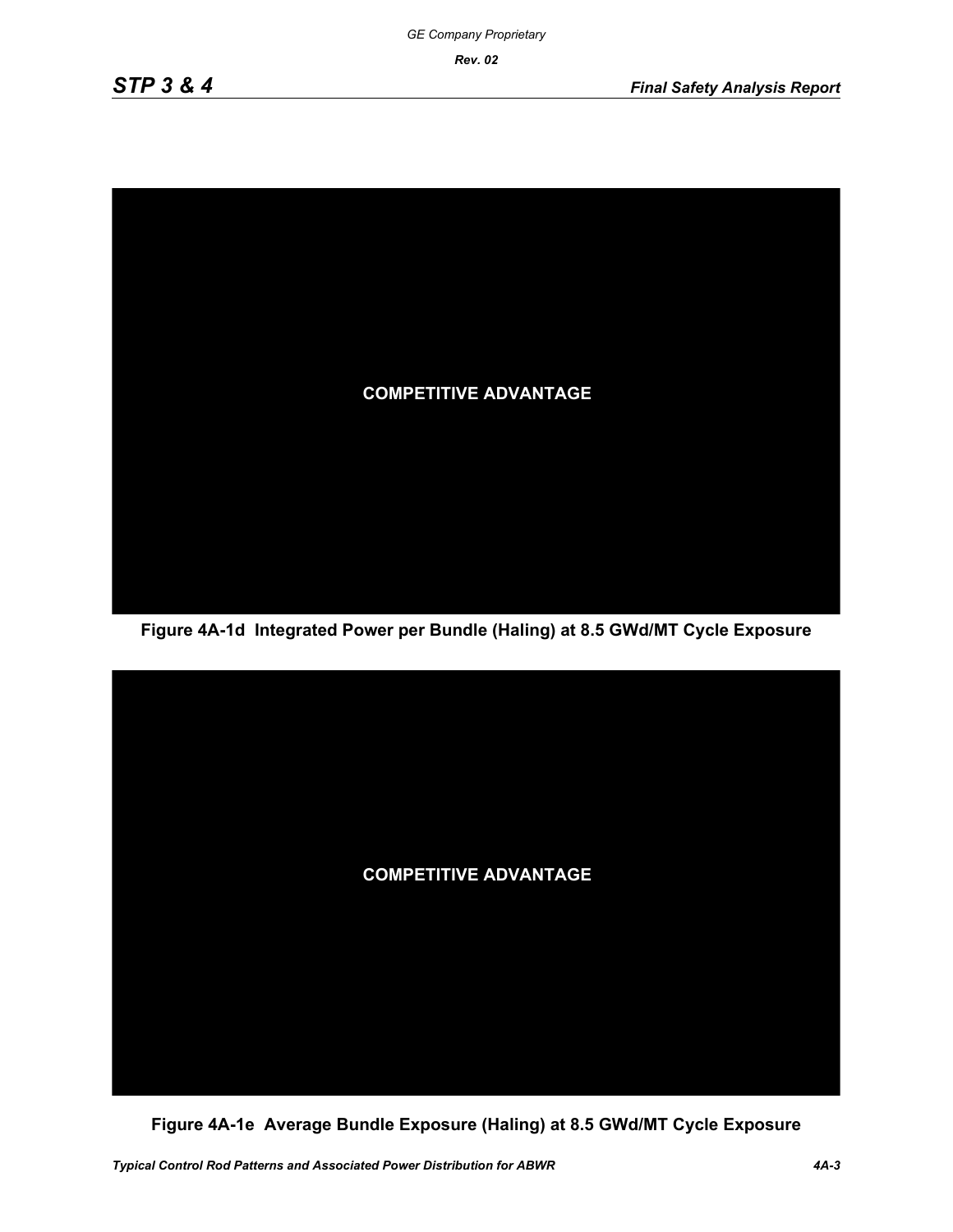COMPETITIVE ADVANTAGE

**Figure 4A-1d Integrated Power per Bundle (Haling) at 8.5 GWd/MT Cycle Exposure**

COMPETITIVE ADVANTAGE

**Figure 4A-1e Average Bundle Exposure (Haling) at 8.5 GWd/MT Cycle Exposure**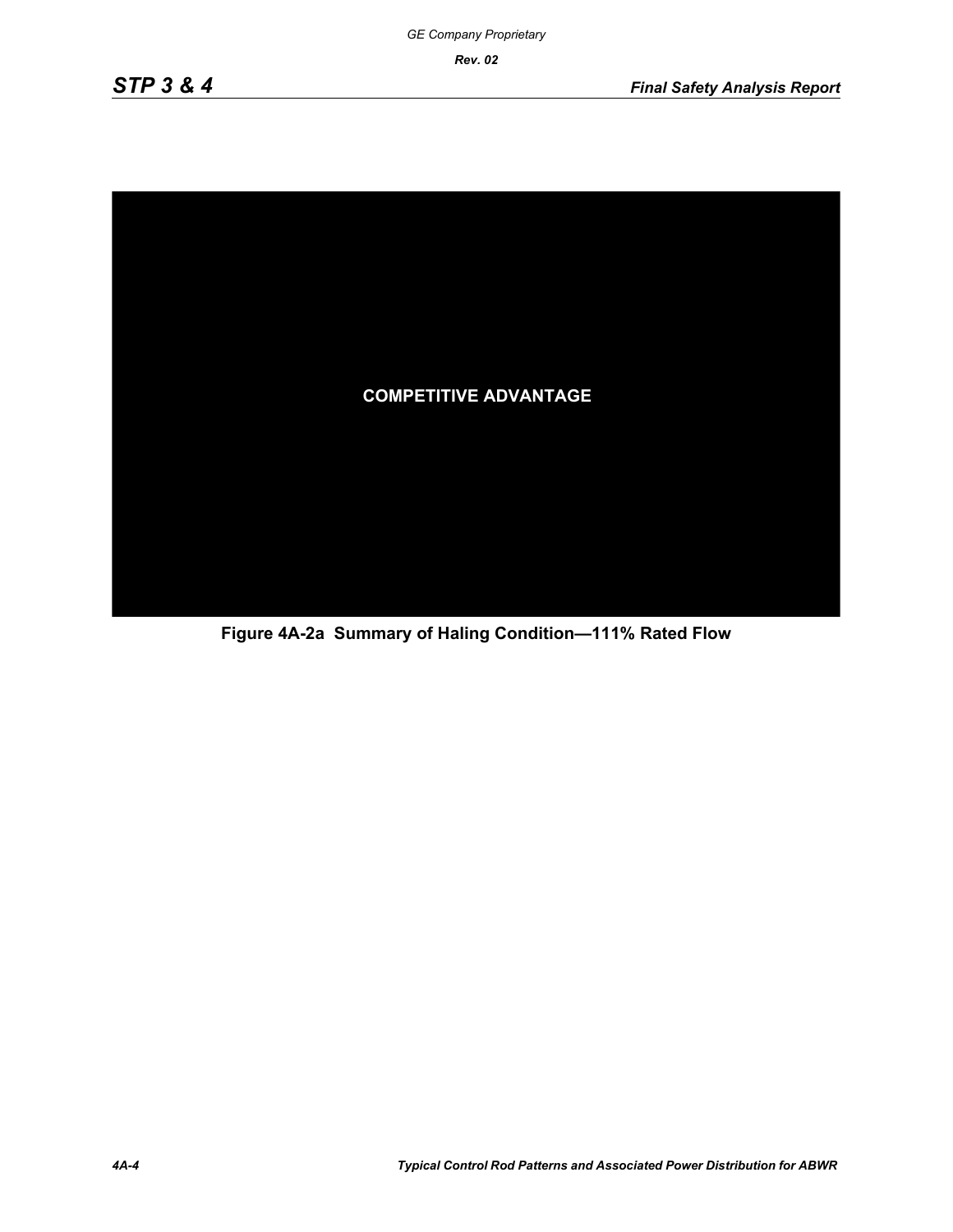COMPETITIVE ADVANTAGE

**Figure 4A-2a Summary of Haling Condition—111% Rated Flow**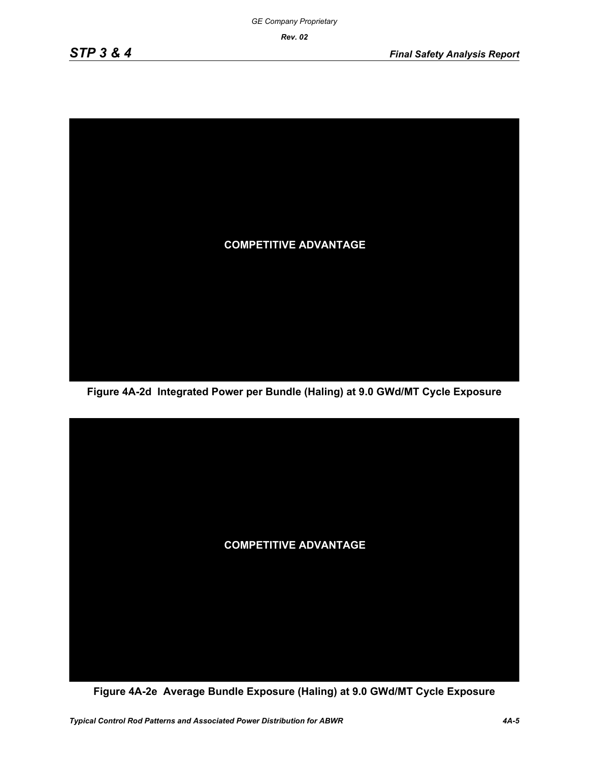COMPETITIVE ADVANTAGE

**Figure 4A-2d  Integrated Power per Bundle (Haling) at 9.0 GWd/MT Cycle Exposure**

COMPETITIVE ADVANTAGE

**Figure 4A-2e  Average Bundle Exposure (Haling) at 9.0 GWd/MT Cycle Exposure**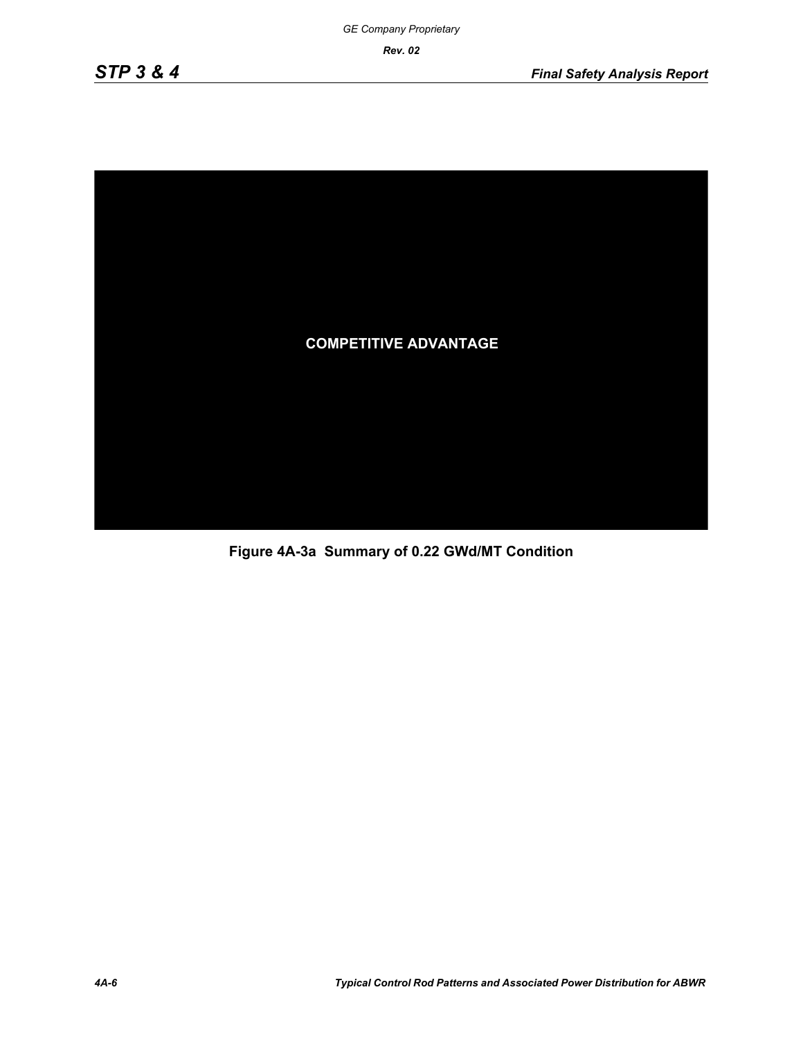COMPETITIVE ADVANTAGE

**Figure 4A-3a Summary of 0.22 GWd/MT Condition**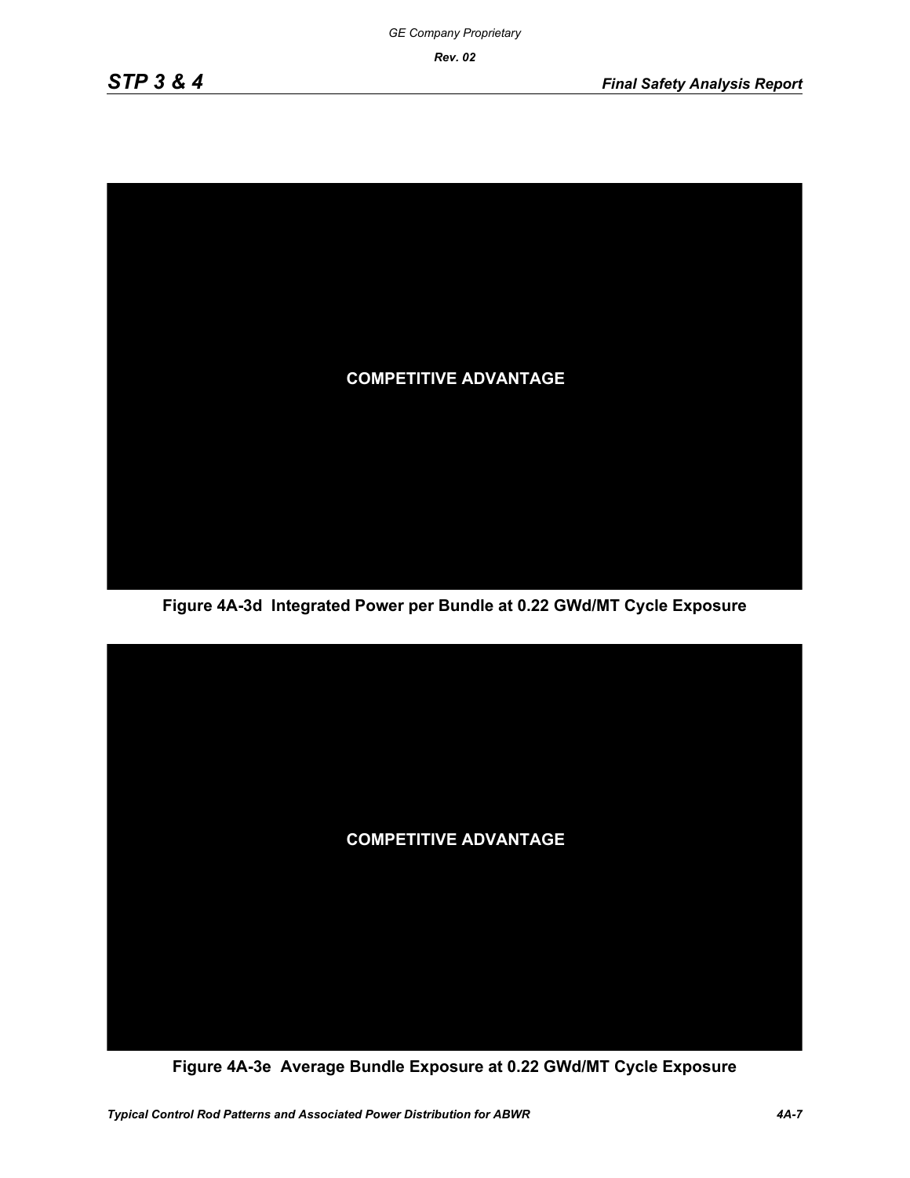COMPETITIVE ADVANTAGE

**Figure 4A-3d Integrated Power per Bundle at 0.22 GWd/MT Cycle Exposure**

COMPETITIVE ADVANTAGE

**Figure 4A-3e Average Bundle Exposure at 0.22 GWd/MT Cycle Exposure**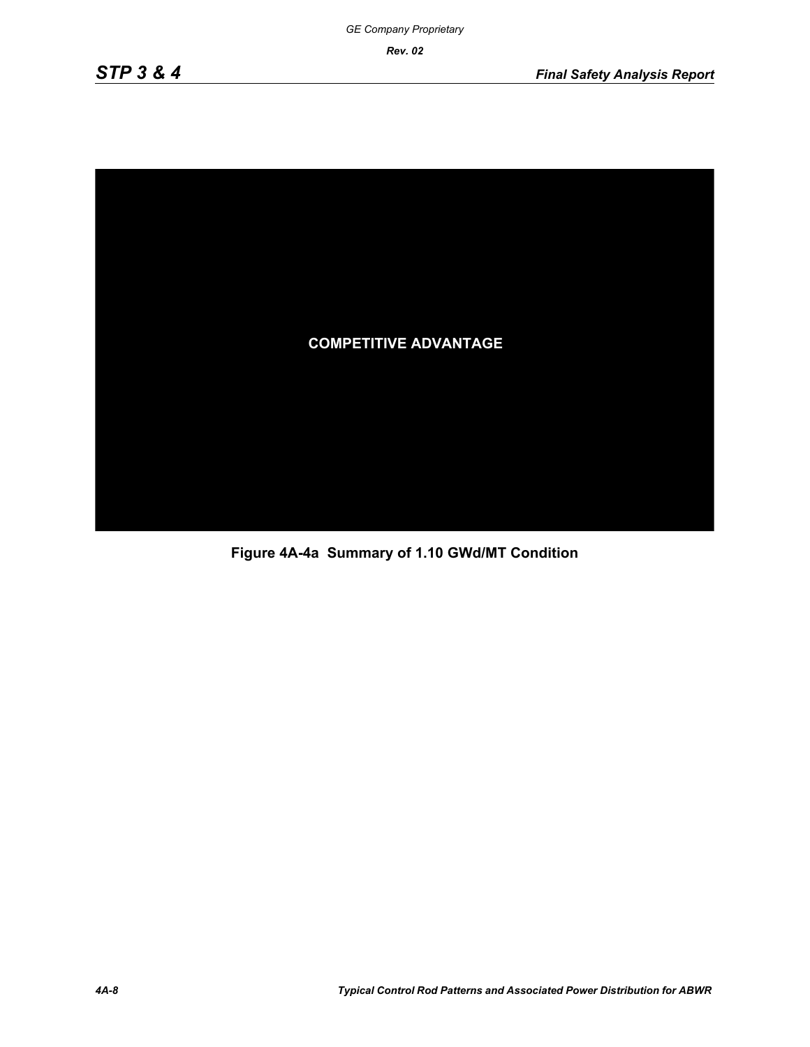COMPETITIVE ADVANTAGE

**Figure 4A-4a Summary of 1.10 GWd/MT Condition**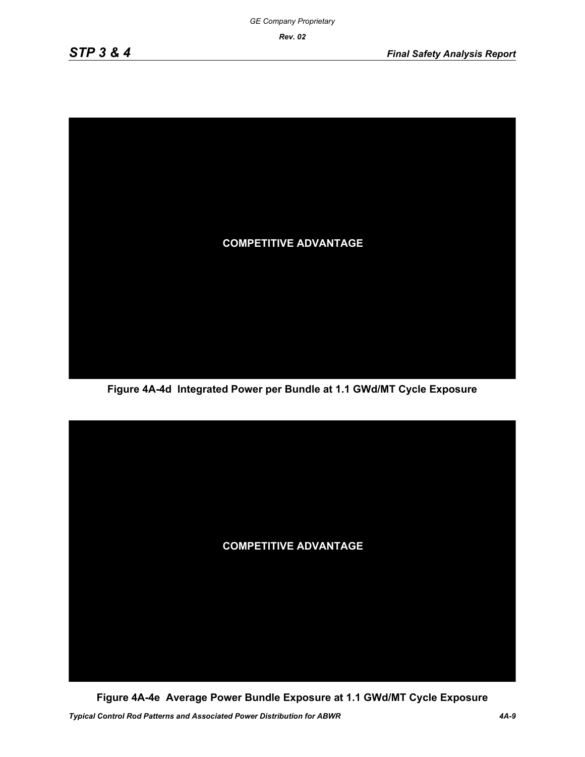COMPETITIVE ADVANTAGE

**Figure 4A-4d Integrated Power per Bundle at 1.1 GWd/MT Cycle Exposure**

COMPETITIVE ADVANTAGE

**Figure 4A-4e Average Power Bundle Exposure at 1.1 GWd/MT Cycle Exposure**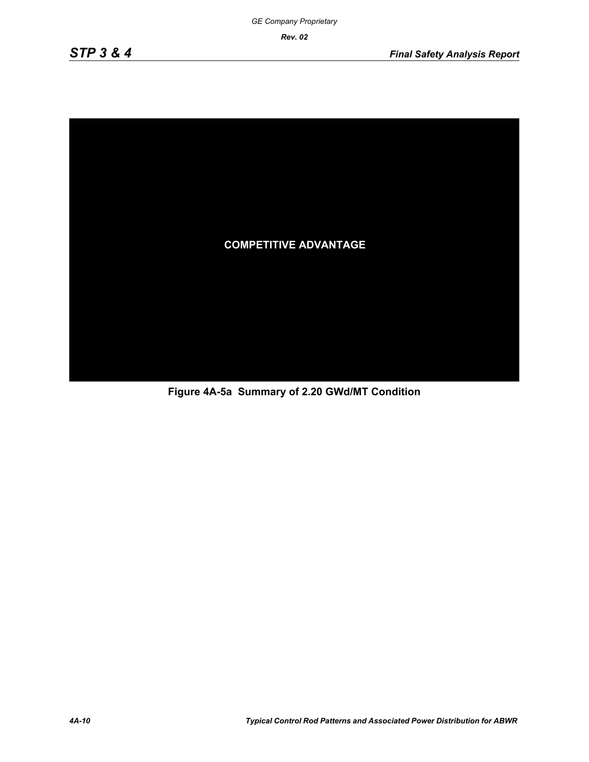COMPETITIVE ADVANTAGE

**Figure 4A-5a Summary of 2.20 GWd/MT Condition**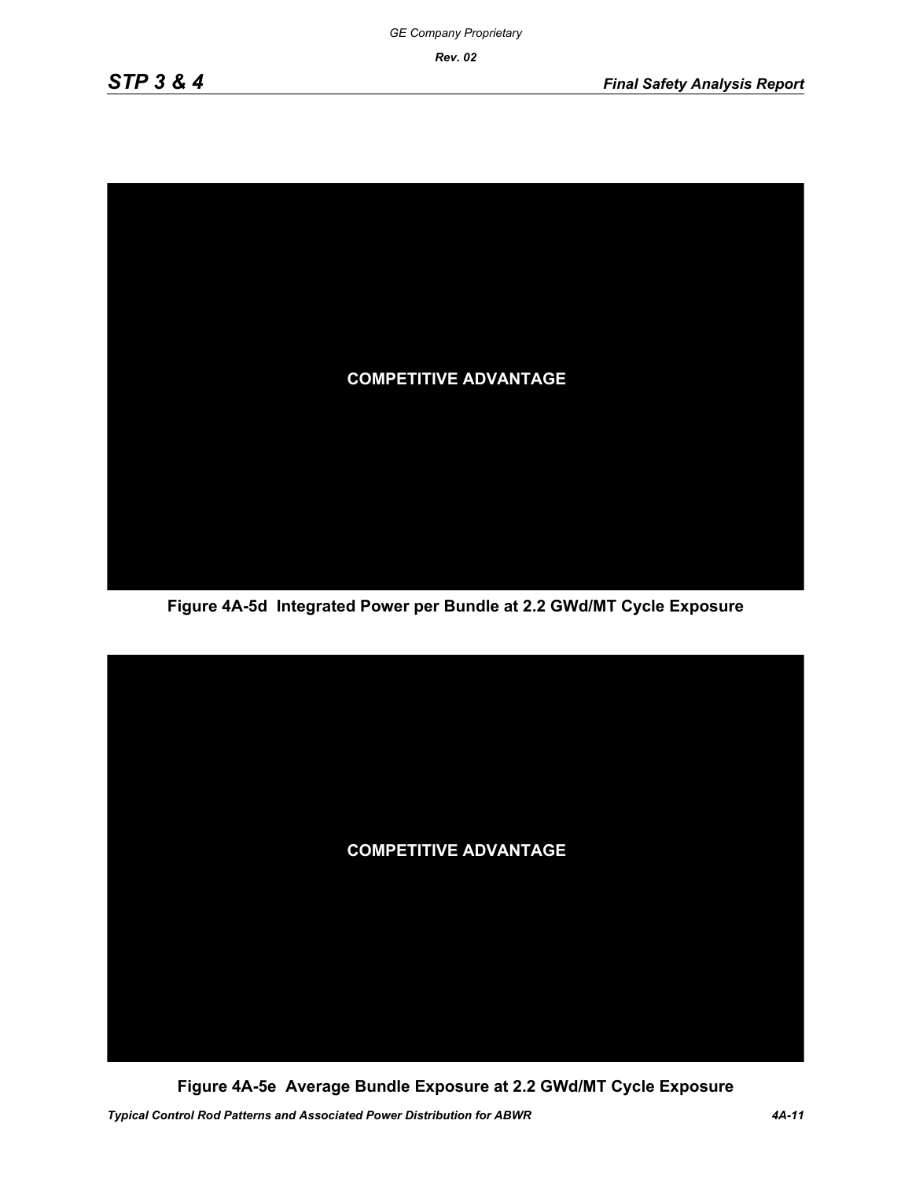COMPETITIVE ADVANTAGE

**Figure 4A-5d Integrated Power per Bundle at 2.2 GWd/MT Cycle Exposure**

COMPETITIVE ADVANTAGE

**Figure 4A-5e Average Bundle Exposure at 2.2 GWd/MT Cycle Exposure**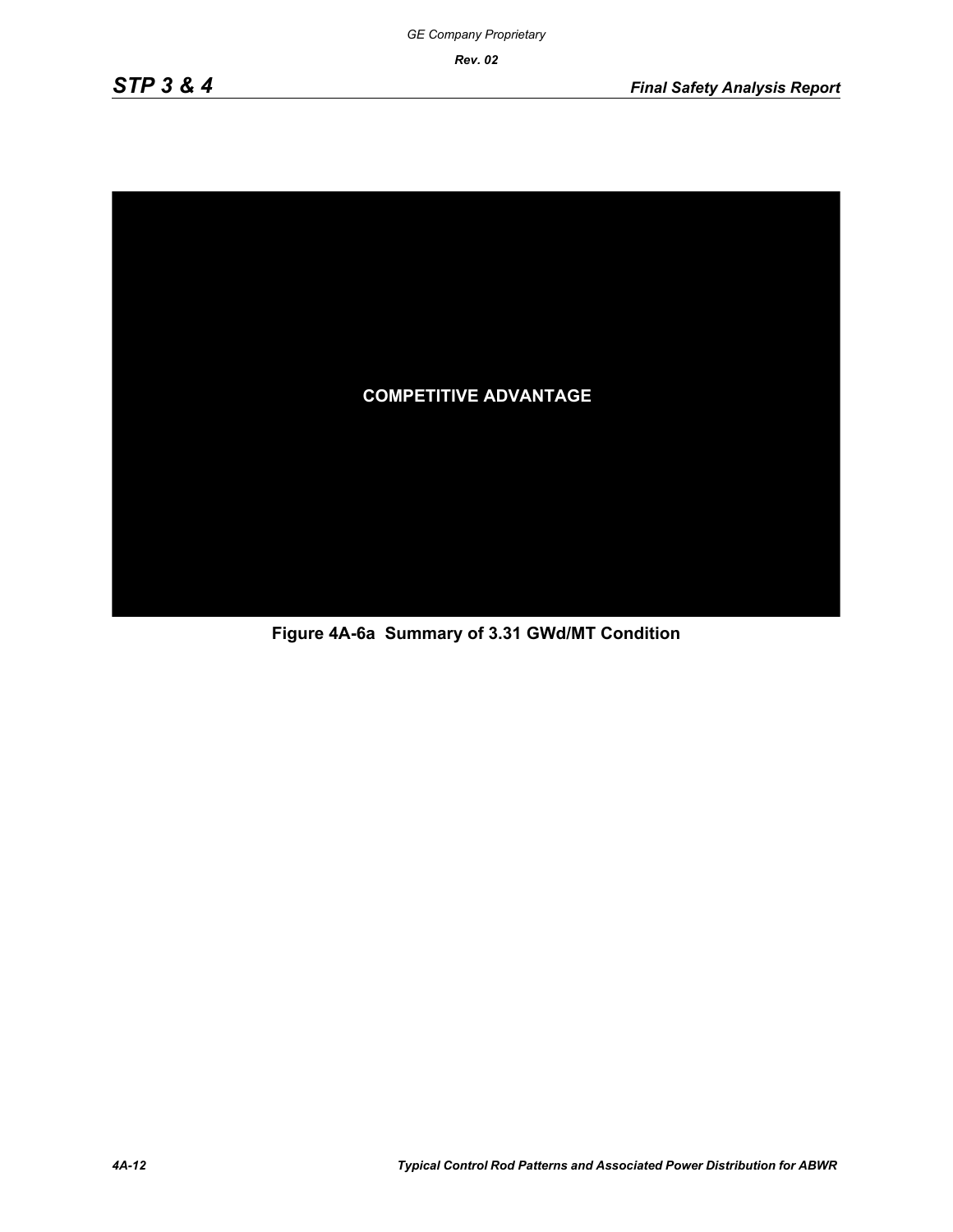COMPETITIVE ADVANTAGE

**Figure 4A-6a Summary of 3.31 GWd/MT Condition**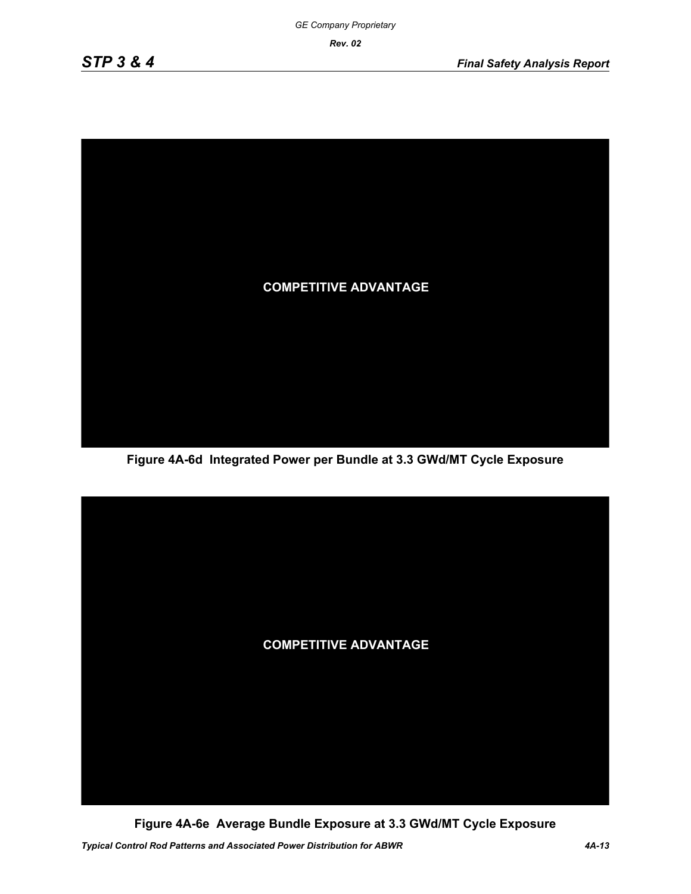COMPETITIVE ADVANTAGE

**Figure 4A-6d Integrated Power per Bundle at 3.3 GWd/MT Cycle Exposure**

COMPETITIVE ADVANTAGE

**Figure 4A-6e Average Bundle Exposure at 3.3 GWd/MT Cycle Exposure**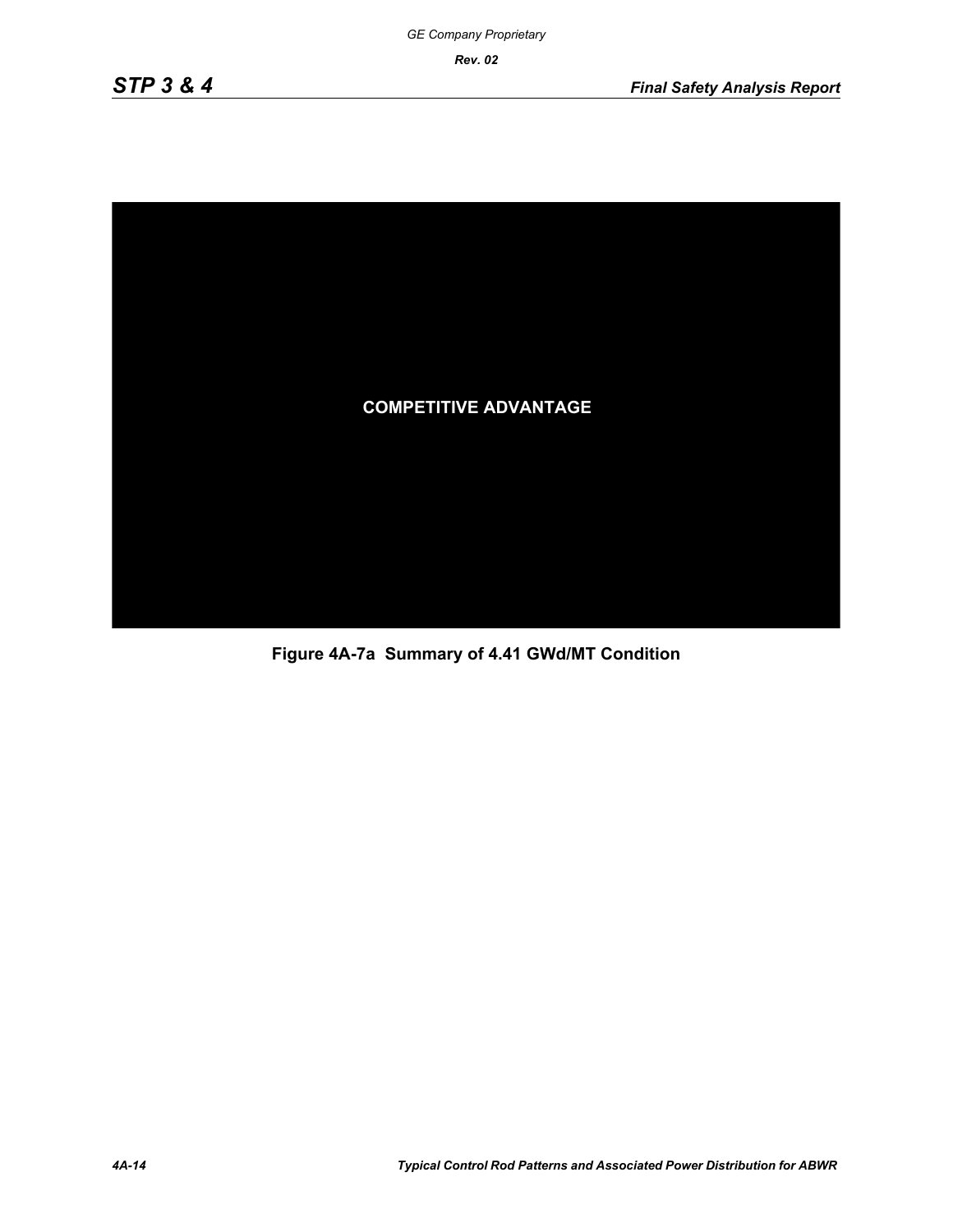COMPETITIVE ADVANTAGE

**Figure 4A-7a Summary of 4.41 GWd/MT Condition**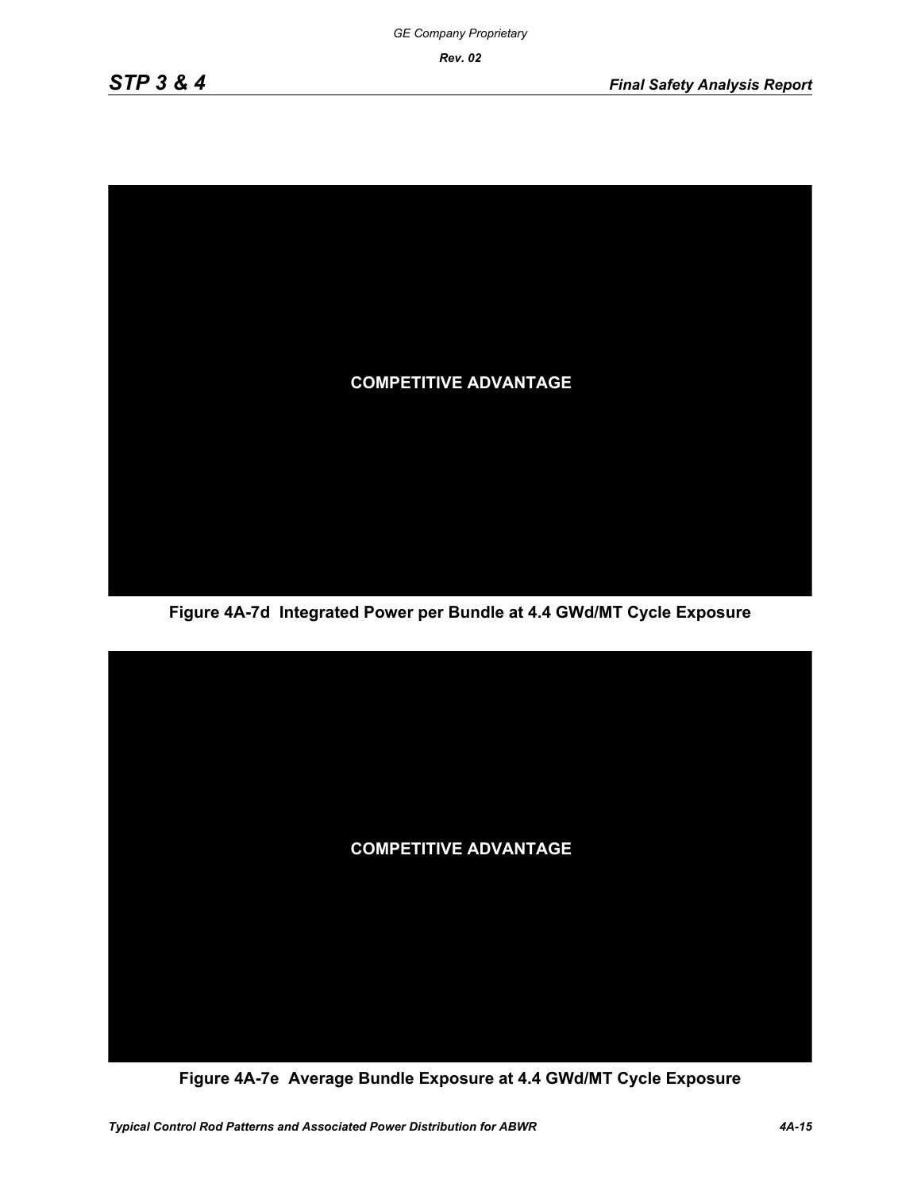COMPETITIVE ADVANTAGE

**Figure 4A-7d Integrated Power per Bundle at 4.4 GWd/MT Cycle Exposure**

COMPETITIVE ADVANTAGE

**Figure 4A-7e Average Bundle Exposure at 4.4 GWd/MT Cycle Exposure**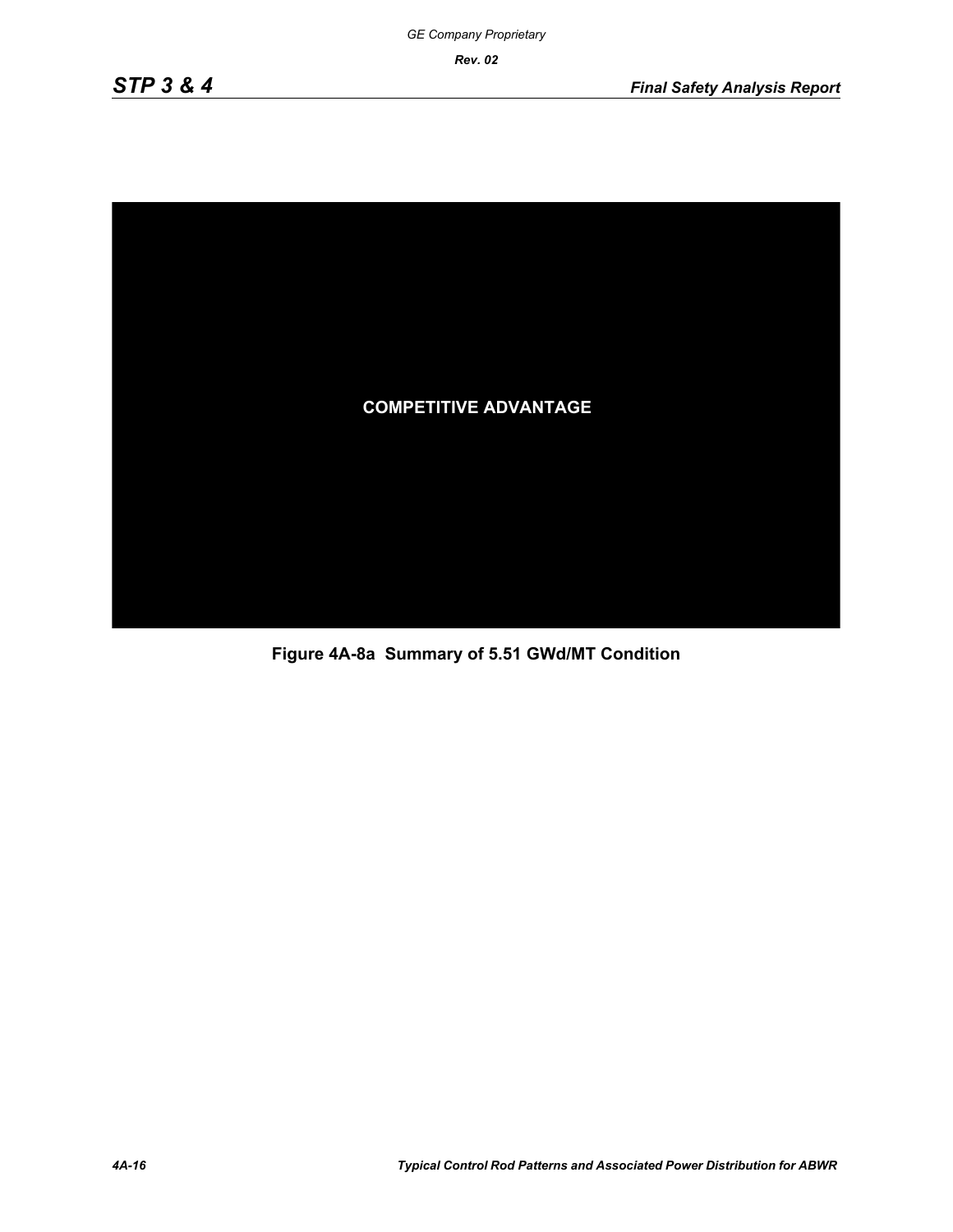COMPETITIVE ADVANTAGE

**Figure 4A-8a  Summary of 5.51 GWd/MT Condition**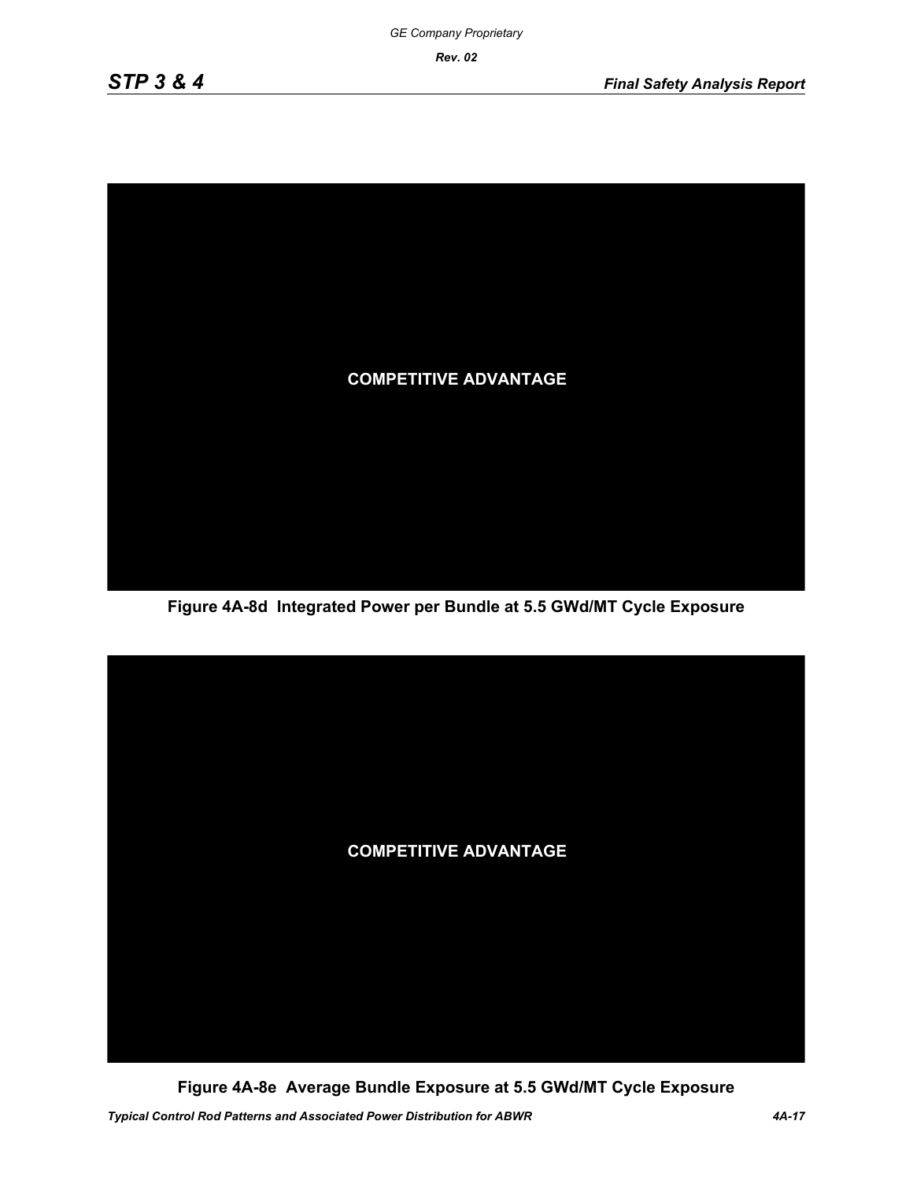COMPETITIVE ADVANTAGE

**Figure 4A-8d  Integrated Power per Bundle at 5.5 GWd/MT Cycle Exposure**

COMPETITIVE ADVANTAGE

**Figure 4A-8e  Average Bundle Exposure at 5.5 GWd/MT Cycle Exposure**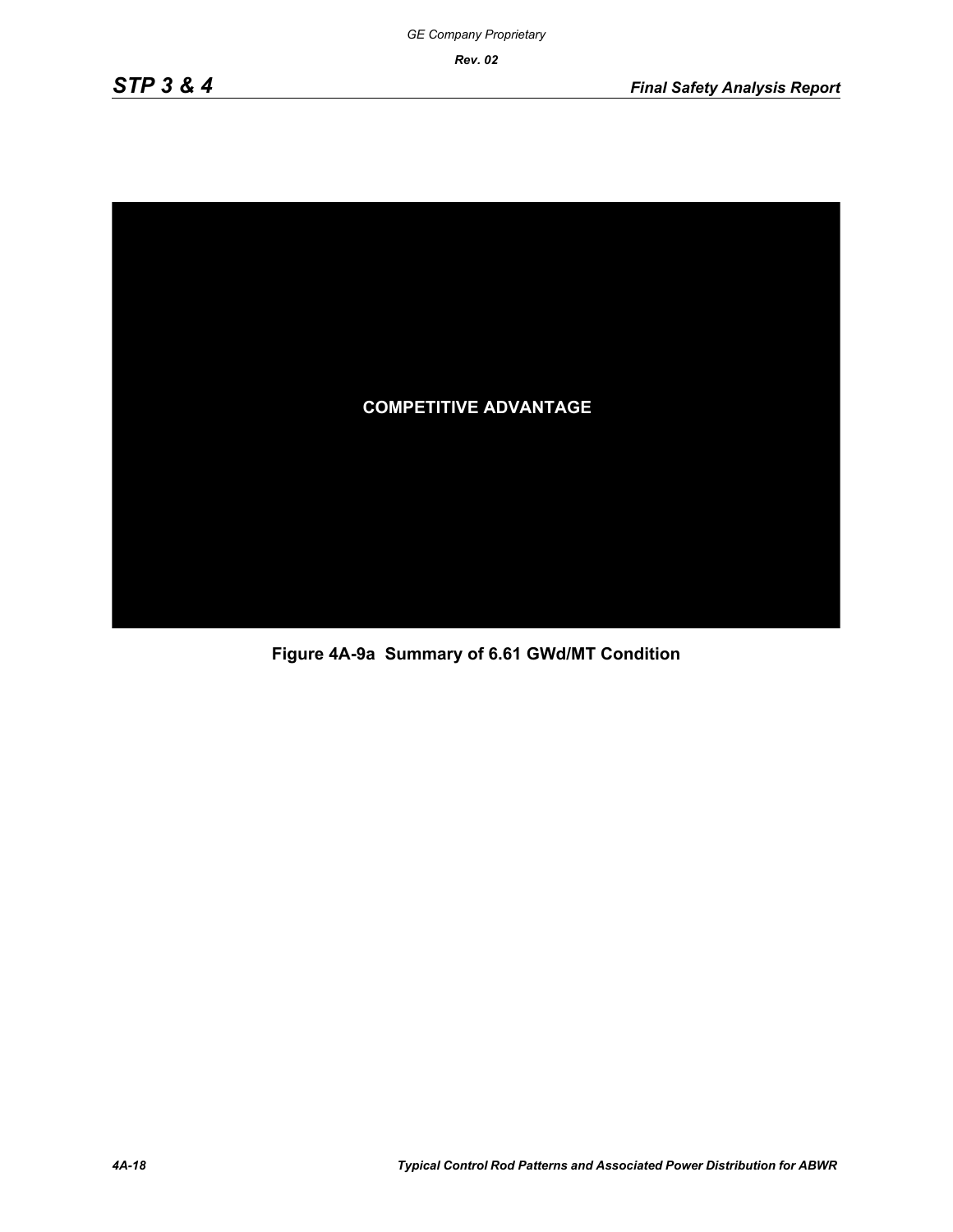COMPETITIVE ADVANTAGE

**Figure 4A-9a Summary of 6.61 GWd/MT Condition**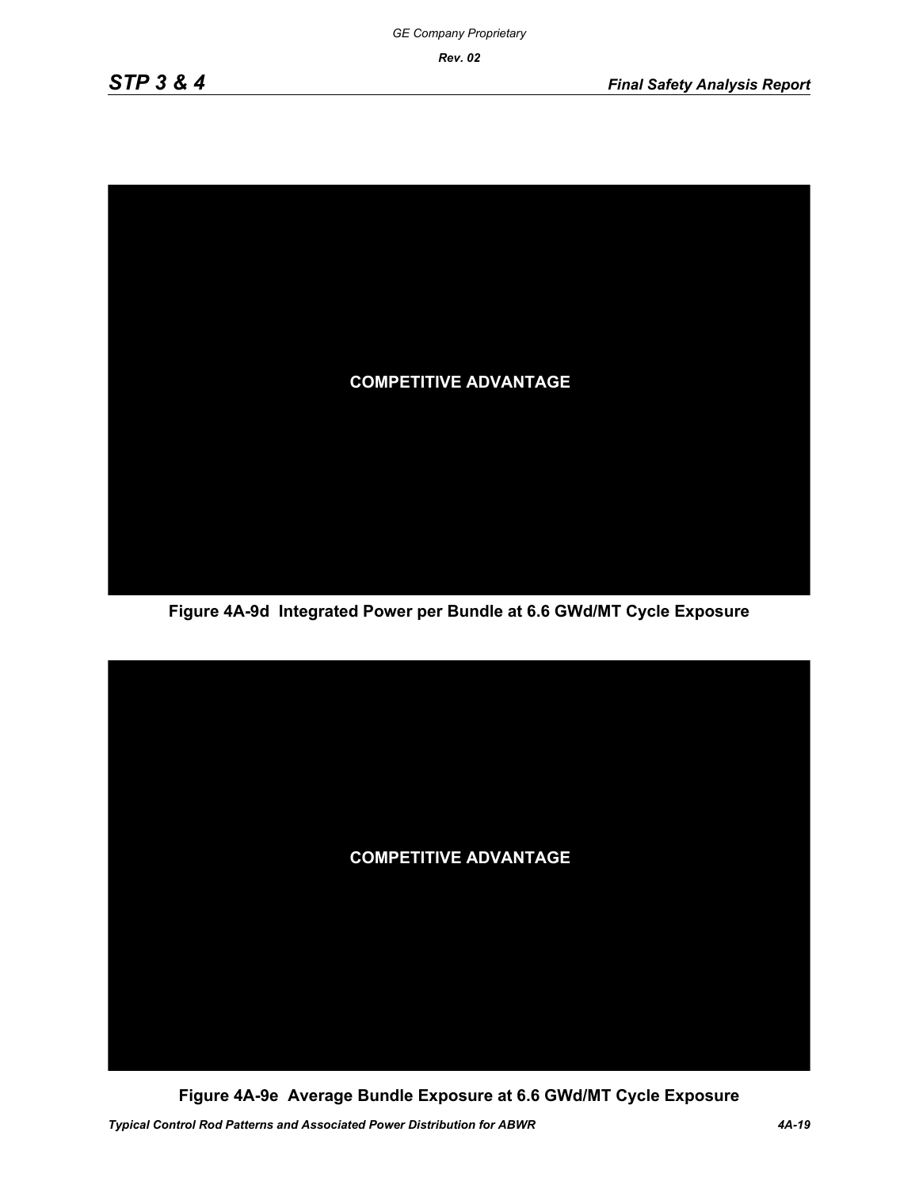COMPETITIVE ADVANTAGE

**Figure 4A-9d Integrated Power per Bundle at 6.6 GWd/MT Cycle Exposure**

COMPETITIVE ADVANTAGE

**Figure 4A-9e Average Bundle Exposure at 6.6 GWd/MT Cycle Exposure**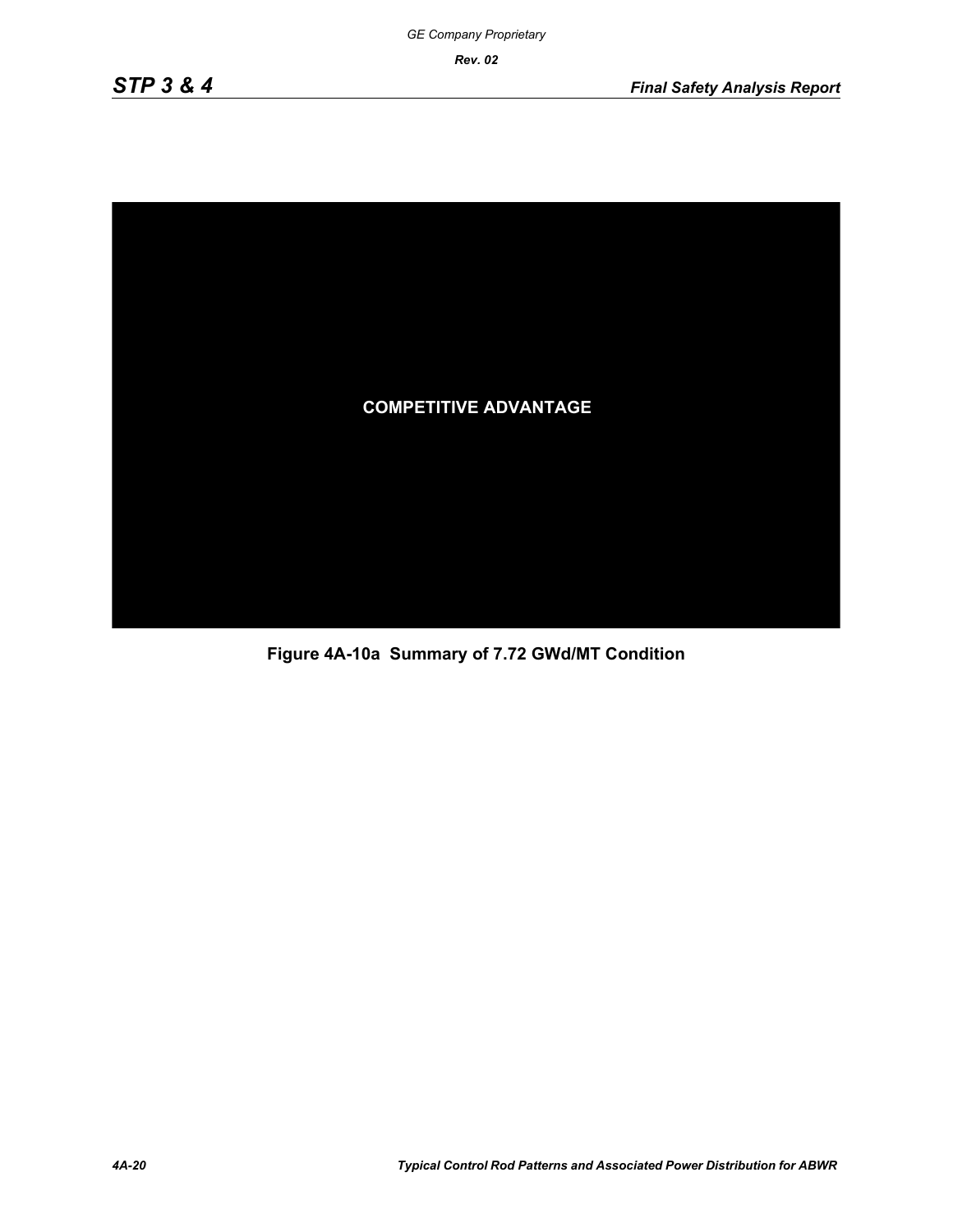COMPETITIVE ADVANTAGE

**Figure 4A-10a Summary of 7.72 GWd/MT Condition**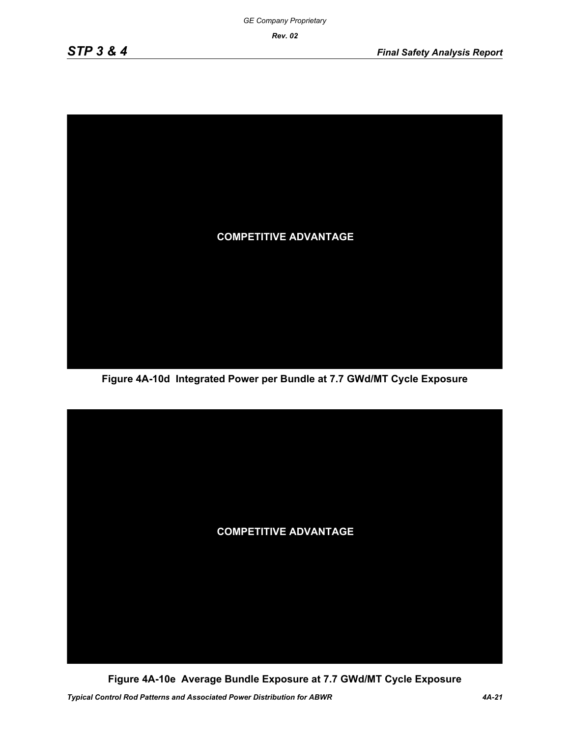COMPETITIVE ADVANTAGE

**Figure 4A-10d Integrated Power per Bundle at 7.7 GWd/MT Cycle Exposure**

COMPETITIVE ADVANTAGE

**Figure 4A-10e Average Bundle Exposure at 7.7 GWd/MT Cycle Exposure**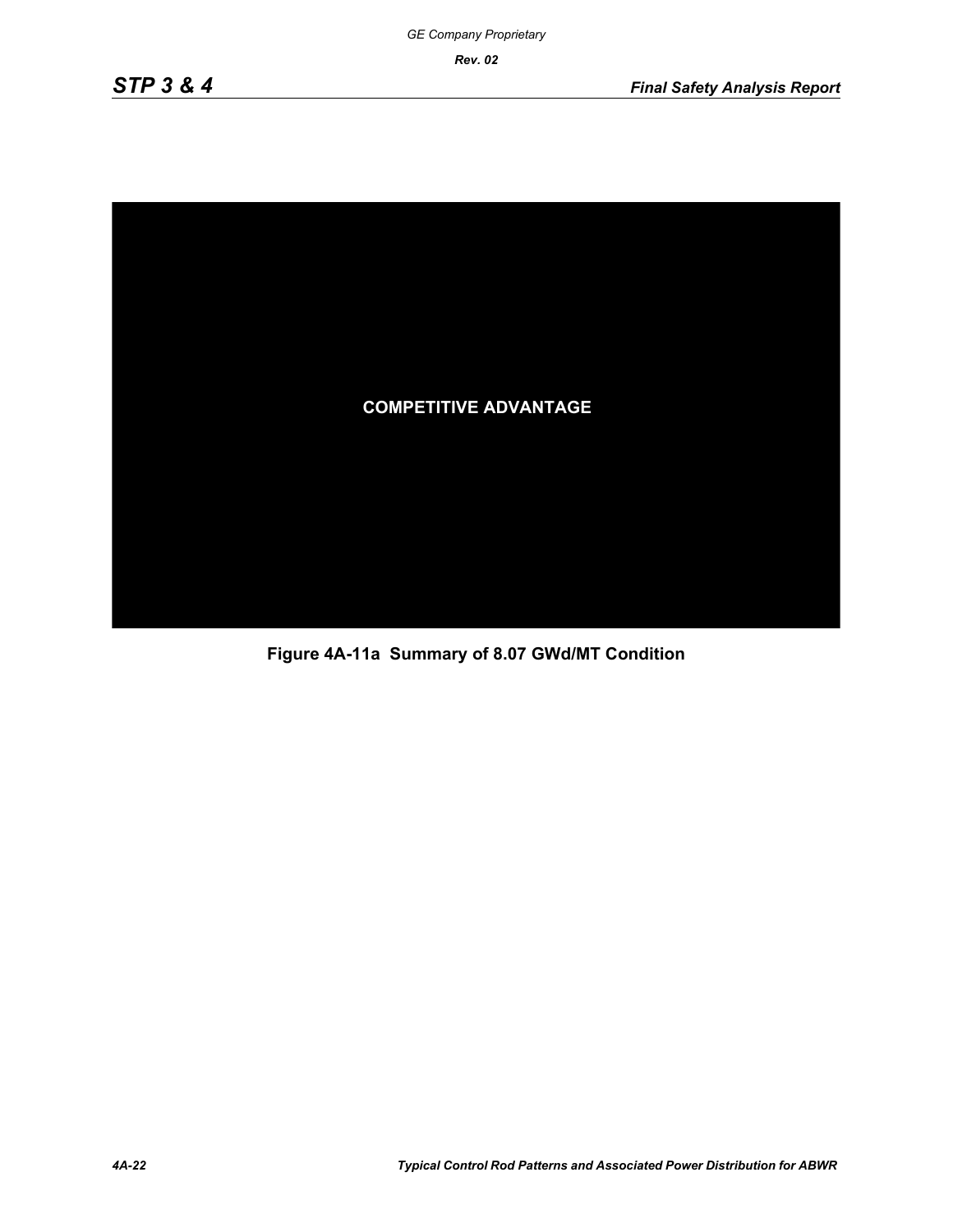COMPETITIVE ADVANTAGE

**Figure 4A-11a Summary of 8.07 GWd/MT Condition**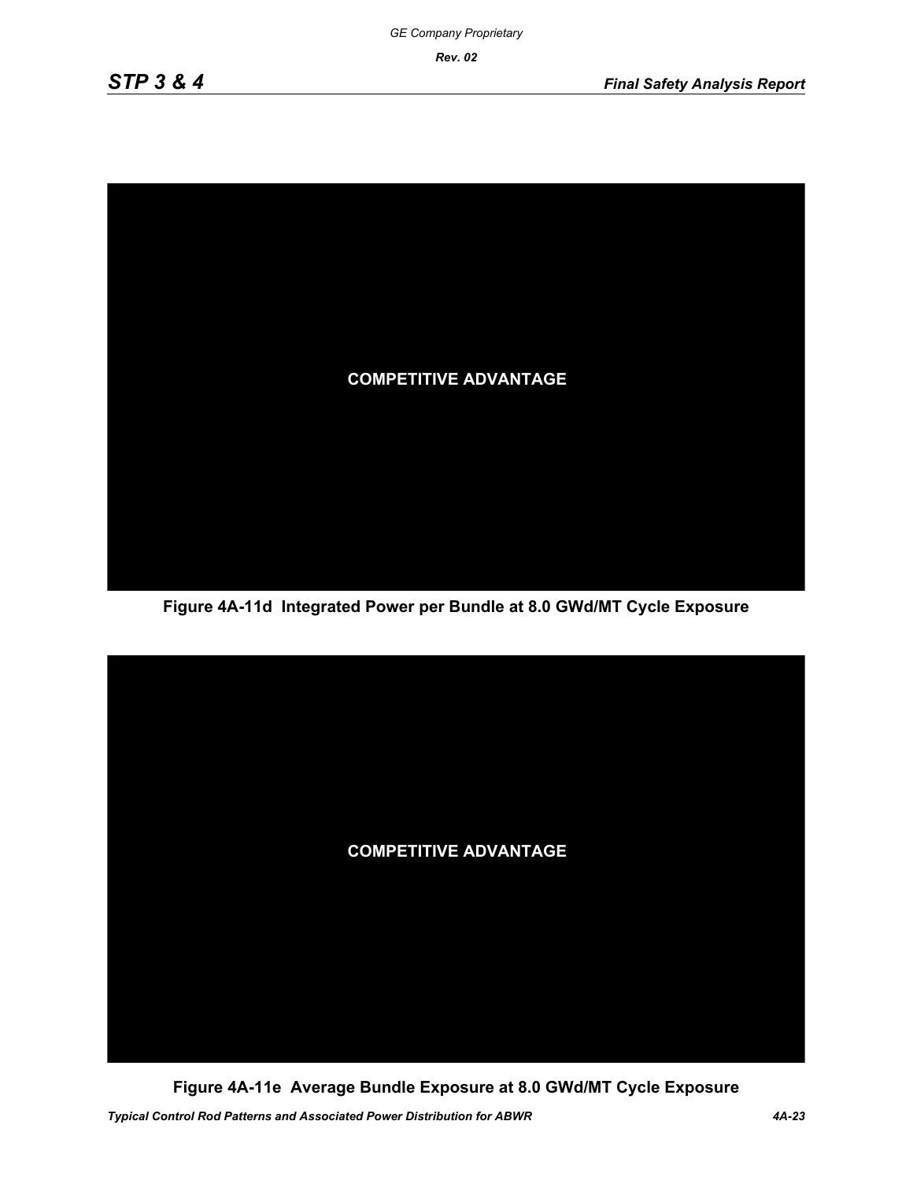COMPETITIVE ADVANTAGE

**Figure 4A-11d Integrated Power per Bundle at 8.0 GWd/MT Cycle Exposure**

COMPETITIVE ADVANTAGE

**Figure 4A-11e Average Bundle Exposure at 8.0 GWd/MT Cycle Exposure**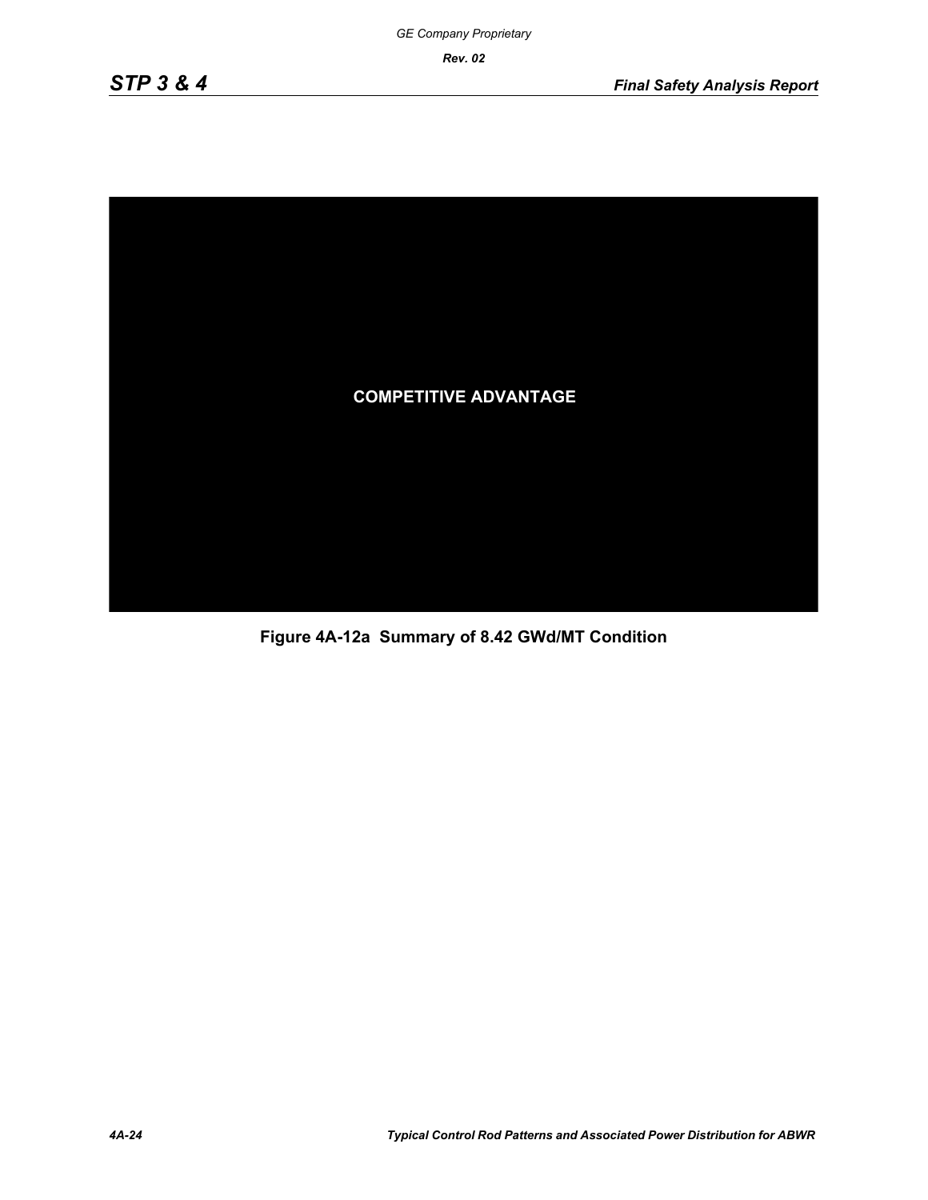COMPETITIVE ADVANTAGE

**Figure 4A-12a Summary of 8.42 GWd/MT Condition**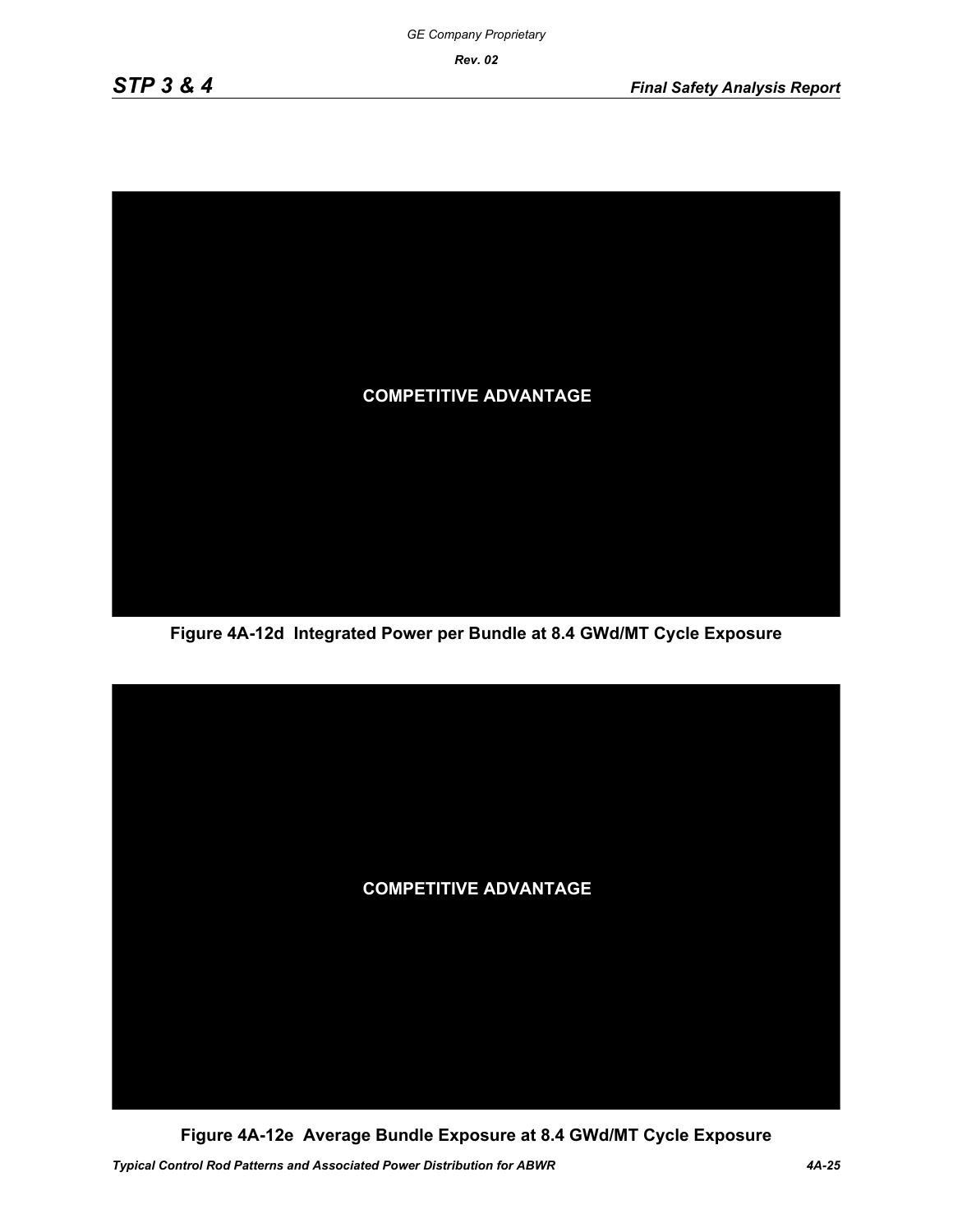COMPETITIVE ADVANTAGE

**Figure 4A-12d Integrated Power per Bundle at 8.4 GWd/MT Cycle Exposure**

COMPETITIVE ADVANTAGE

**Figure 4A-12e Average Bundle Exposure at 8.4 GWd/MT Cycle Exposure**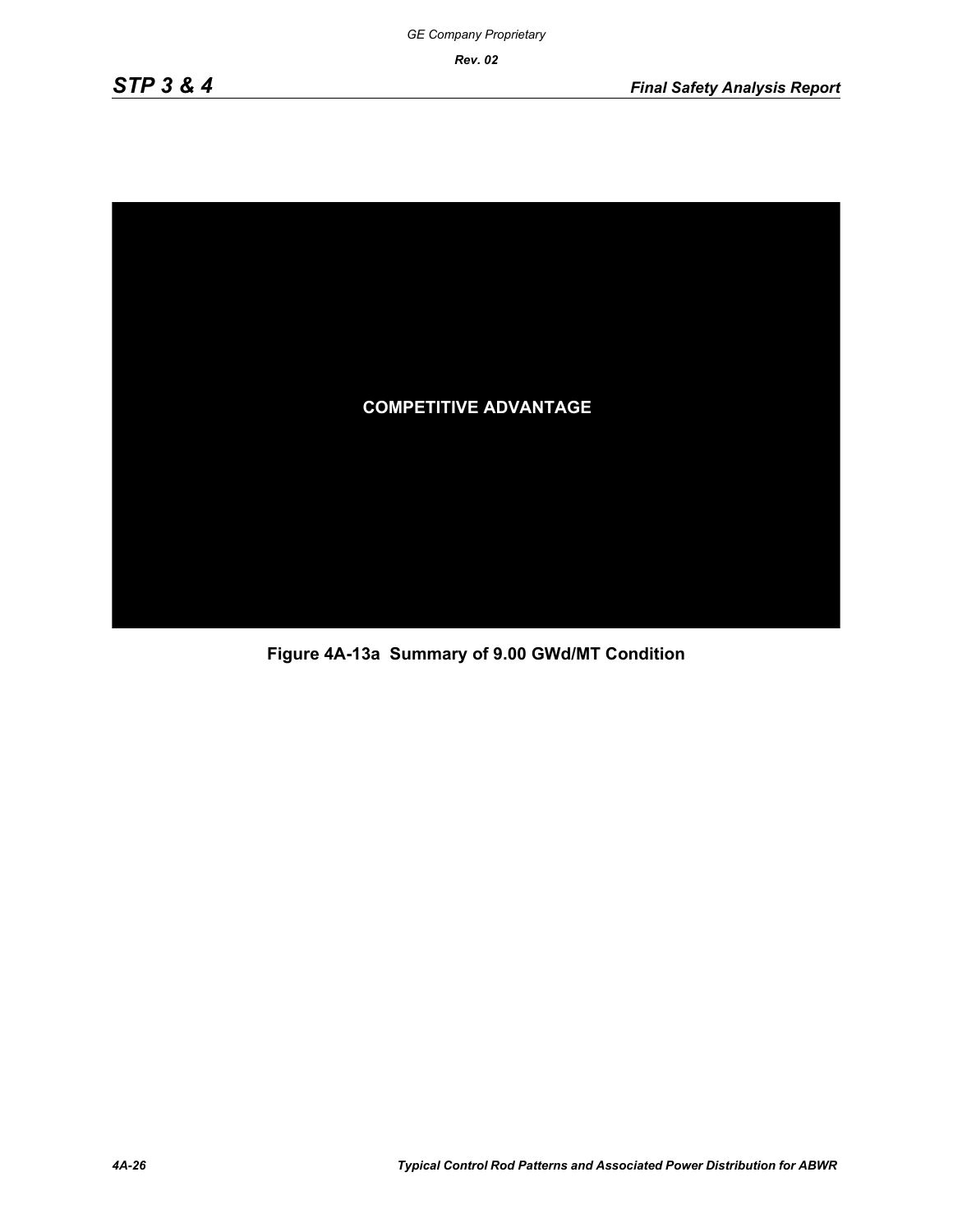COMPETITIVE ADVANTAGE

**Figure 4A-13a Summary of 9.00 GWd/MT Condition**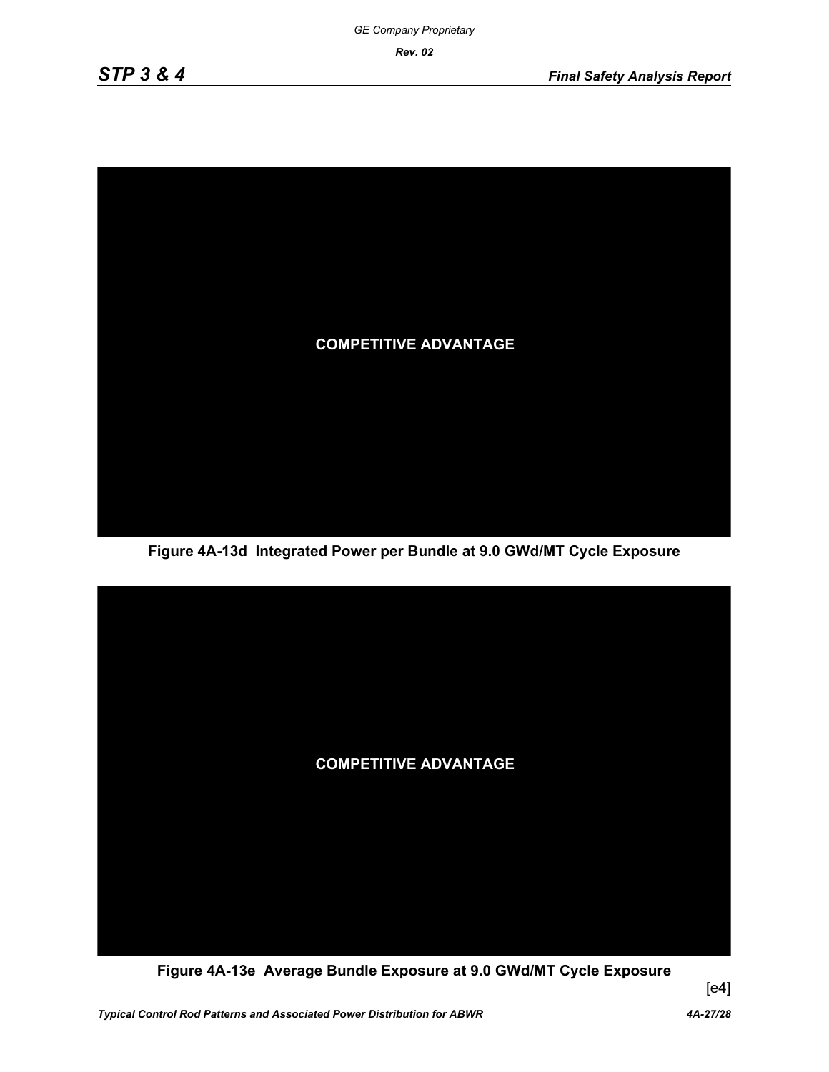COMPETITIVE ADVANTAGE

**Figure 4A-13d Integrated Power per Bundle at 9.0 GWd/MT Cycle Exposure**

COMPETITIVE ADVANTAGE

**Figure 4A-13e Average Bundle Exposure at 9.0 GWd/MT Cycle Exposure**

[e4]